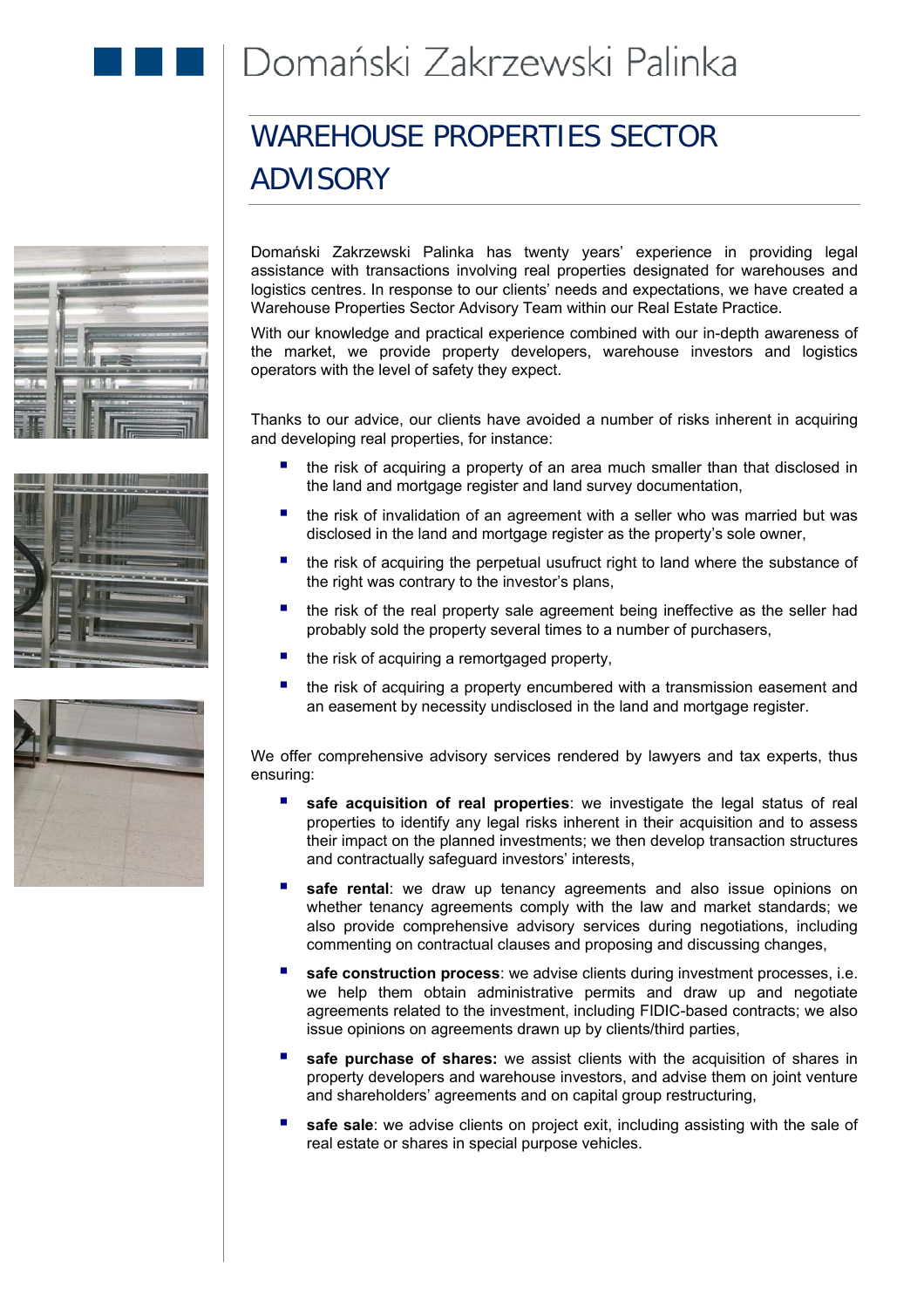Domański Zakrzewski Palinka

# WAREHOUSE PROPERTIES SECTOR ADVISORY

Domański Zakrzewski Palinka has twenty years' experience in providing legal assistance with transactions involving real properties designated for warehouses and logistics centres. In response to our clients' needs and expectations, we have created a Warehouse Properties Sector Advisory Team within our Real Estate Practice.

With our knowledge and practical experience combined with our in-depth awareness of the market, we provide property developers, warehouse investors and logistics operators with the level of safety they expect.

Thanks to our advice, our clients have avoided a number of risks inherent in acquiring and developing real properties, for instance:

- the risk of acquiring a property of an area much smaller than that disclosed in the land and mortgage register and land survey documentation,
- the risk of invalidation of an agreement with a seller who was married but was disclosed in the land and mortgage register as the property's sole owner,
- the risk of acquiring the perpetual usufruct right to land where the substance of the right was contrary to the investor's plans,
- the risk of the real property sale agreement being ineffective as the seller had probably sold the property several times to a number of purchasers,
- the risk of acquiring a remortgaged property,
- the risk of acquiring a property encumbered with a transmission easement and an easement by necessity undisclosed in the land and mortgage register.

We offer comprehensive advisory services rendered by lawyers and tax experts, thus ensuring:

- **safe acquisition of real properties**: we investigate the legal status of real properties to identify any legal risks inherent in their acquisition and to assess their impact on the planned investments; we then develop transaction structures and contractually safeguard investors' interests,
- **safe rental**: we draw up tenancy agreements and also issue opinions on whether tenancy agreements comply with the law and market standards; we also provide comprehensive advisory services during negotiations, including commenting on contractual clauses and proposing and discussing changes,
- **safe construction process**: we advise clients during investment processes, i.e. we help them obtain administrative permits and draw up and negotiate agreements related to the investment, including FIDIC-based contracts; we also issue opinions on agreements drawn up by clients/third parties,
- **safe purchase of shares:** we assist clients with the acquisition of shares in property developers and warehouse investors, and advise them on joint venture and shareholders' agreements and on capital group restructuring,
- **safe sale**: we advise clients on project exit, including assisting with the sale of real estate or shares in special purpose vehicles.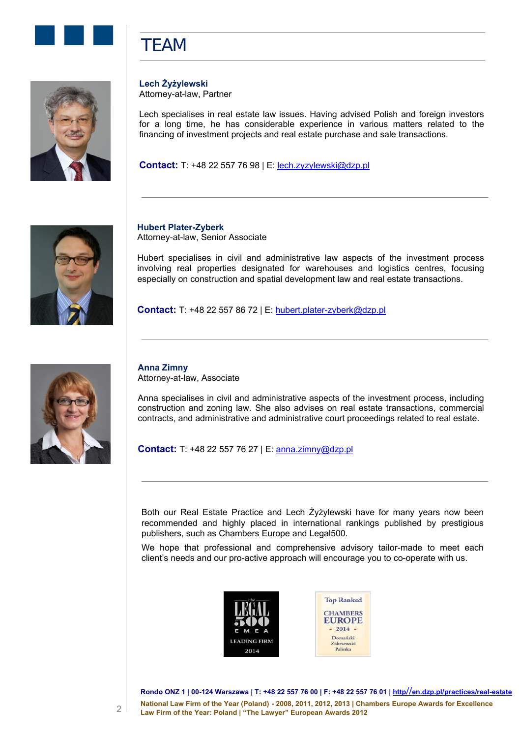# TEAM

**Lech Żyżylewski**
Attorney-at-law, Partner

Lech specialises in real estate law issues. Having advised Polish and foreign investors for a long time, he has considerable experience in various matters related to the financing of investment projects and real estate purchase and sale transactions.

**Contact:** T: +48 22 557 76 98 | E: lech.zyzylewski@dzp.pl

---

**Hubert Plater-Zyberk**
Attorney-at-law, Senior Associate

Hubert specialises in civil and administrative law aspects of the investment process involving real properties designated for warehouses and logistics centres, focusing especially on construction and spatial development law and real estate transactions.

**Contact:** T: +48 22 557 86 72 | E: hubert.plater-zyberk@dzp.pl

---

**Anna Zimny**
Attorney-at-law, Associate

Anna specialises in civil and administrative aspects of the investment process, including construction and zoning law. She also advises on real estate transactions, commercial contracts, and administrative and administrative court proceedings related to real estate.

**Contact:** T: +48 22 557 76 27 | E: anna.zimny@dzp.pl

---

Both our Real Estate Practice and Lech Żyżylewski have for many years now been recommended and highly placed in international rankings published by prestigious publishers, such as Chambers Europe and Legal500.

We hope that professional and comprehensive advisory tailor-made to meet each client's needs and our pro-active approach will encourage you to co-operate with us.

The LEGAL 500 EMEA
LEADING FIRM
2014

Top Ranked
CHAMBERS EUROPE
2014
Domański Zakrzewski Palinka

**Rondo ONZ 1 | 00-124 Warszawa | T: +48 22 557 76 00 | F: +48 22 557 76 01 | http://en.dzp.pl/practices/real-estate**

**National Law Firm of the Year (Poland) - 2008, 2011, 2012, 2013 | Chambers Europe Awards for Excellence**
**Law Firm of the Year: Poland | "The Lawyer" European Awards 2012**